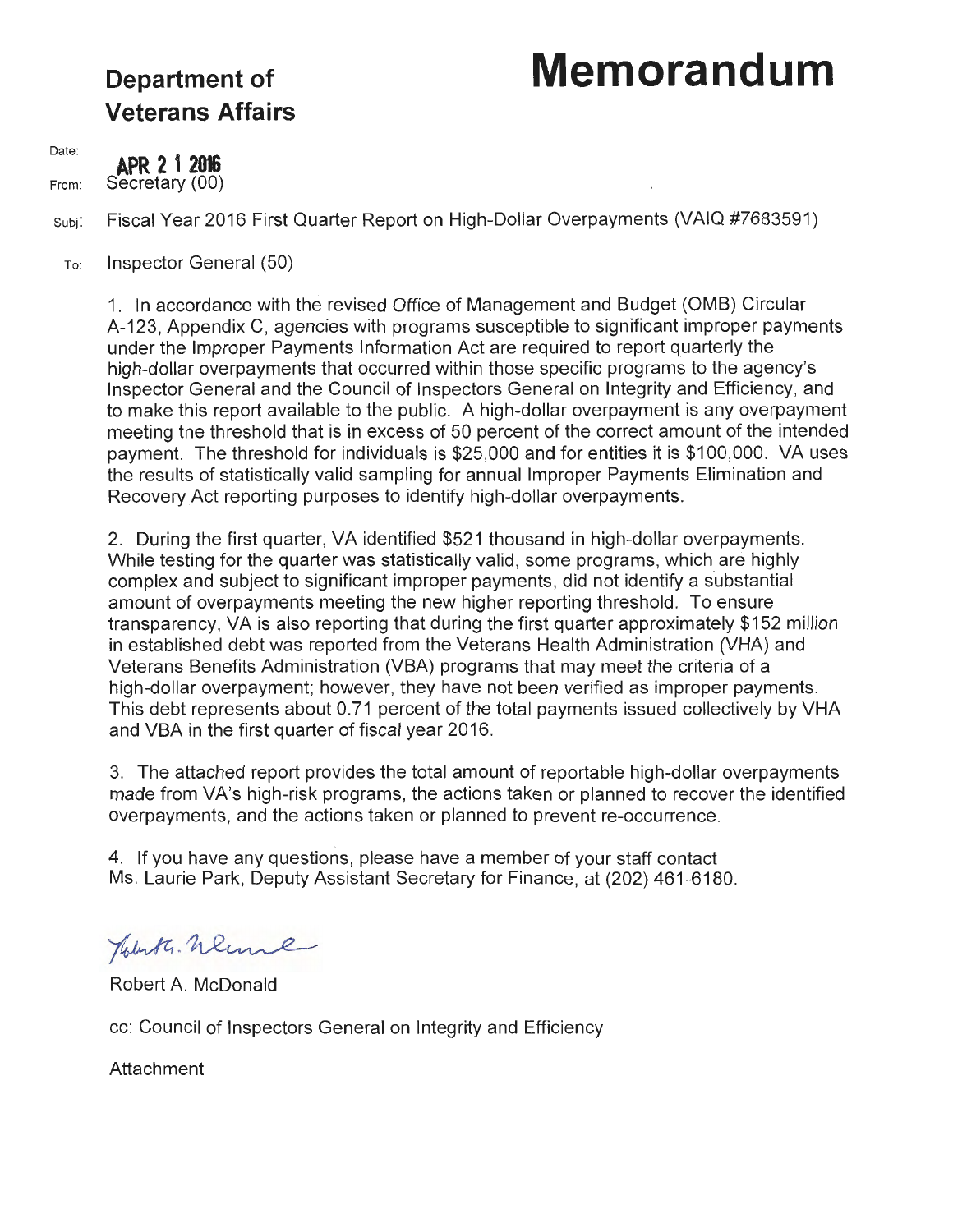**Department of Veterans Affairs**

# Memorandum

Date: **APR 2 1 2016**

From: Secretary (00)

Subj: Fiscal Year 2016 First Quarter Report on High-Dollar Overpayments (VAIQ #7683591)

To: Inspector General (50)

1. In accordance with the revised Office of Management and Budget (OMB) Circular A-123, Appendix C, agencies with programs susceptible to significant improper payments under the Improper Payments Information Act are required to report quarterly the high-dollar overpayments that occurred within those specific programs to the agency's Inspector General and the Council of Inspectors General on Integrity and Efficiency, and to make this report available to the public. A high-dollar overpayment is any overpayment meeting the threshold that is in excess of 50 percent of the correct amount of the intended payment. The threshold for individuals is $25,000 and for entities it is $100,000. VA uses the results of statistically valid sampling for annual Improper Payments Elimination and Recovery Act reporting purposes to identify high-dollar overpayments.

2. During the first quarter, VA identified $521 thousand in high-dollar overpayments. While testing for the quarter was statistically valid, some programs, which are highly complex and subject to significant improper payments, did not identify a substantial amount of overpayments meeting the new higher reporting threshold. To ensure transparency, VA is also reporting that during the first quarter approximately $152 million in established debt was reported from the Veterans Health Administration (VHA) and Veterans Benefits Administration (VBA) programs that may meet the criteria of a high-dollar overpayment; however, they have not been verified as improper payments. This debt represents about 0.71 percent of the total payments issued collectively by VHA and VBA in the first quarter of fiscal year 2016.

3. The attached report provides the total amount of reportable high-dollar overpayments made from VA's high-risk programs, the actions taken or planned to recover the identified overpayments, and the actions taken or planned to prevent re-occurrence.

4. If you have any questions, please have a member of your staff contact Ms. Laurie Park, Deputy Assistant Secretary for Finance, at (202) 461-6180.

Robert A. McDonald

cc: Council of Inspectors General on Integrity and Efficiency

Attachment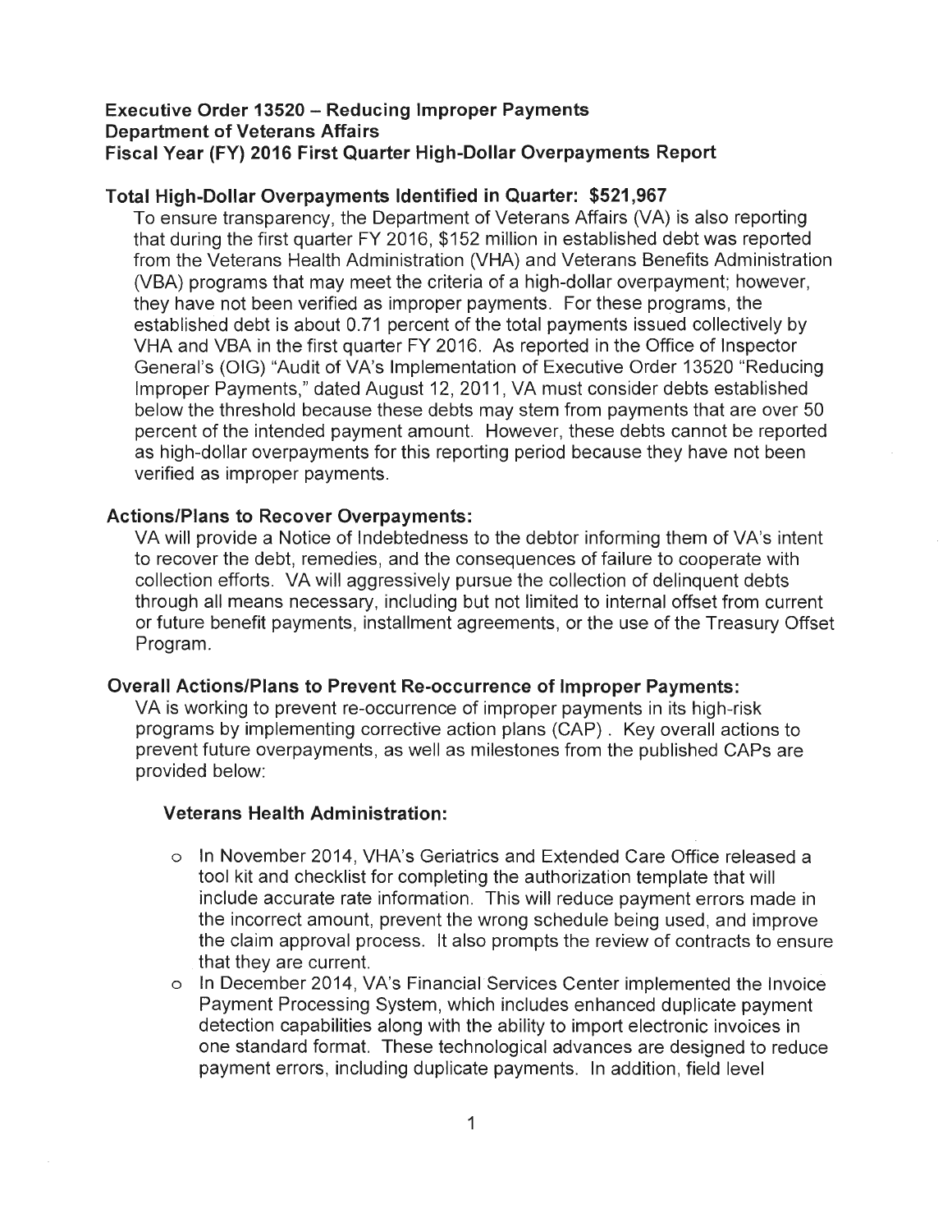**Executive Order 13520 – Reducing Improper Payments**
**Department of Veterans Affairs**
**Fiscal Year (FY) 2016 First Quarter High-Dollar Overpayments Report**

**Total High-Dollar Overpayments Identified in Quarter: $521,967**

To ensure transparency, the Department of Veterans Affairs (VA) is also reporting that during the first quarter FY 2016, $152 million in established debt was reported from the Veterans Health Administration (VHA) and Veterans Benefits Administration (VBA) programs that may meet the criteria of a high-dollar overpayment; however, they have not been verified as improper payments. For these programs, the established debt is about 0.71 percent of the total payments issued collectively by VHA and VBA in the first quarter FY 2016. As reported in the Office of Inspector General's (OIG) "Audit of VA's Implementation of Executive Order 13520 "Reducing Improper Payments," dated August 12, 2011, VA must consider debts established below the threshold because these debts may stem from payments that are over 50 percent of the intended payment amount. However, these debts cannot be reported as high-dollar overpayments for this reporting period because they have not been verified as improper payments.

**Actions/Plans to Recover Overpayments:**

VA will provide a Notice of Indebtedness to the debtor informing them of VA's intent to recover the debt, remedies, and the consequences of failure to cooperate with collection efforts. VA will aggressively pursue the collection of delinquent debts through all means necessary, including but not limited to internal offset from current or future benefit payments, installment agreements, or the use of the Treasury Offset Program.

**Overall Actions/Plans to Prevent Re-occurrence of Improper Payments:**

VA is working to prevent re-occurrence of improper payments in its high-risk programs by implementing corrective action plans (CAP) . Key overall actions to prevent future overpayments, as well as milestones from the published CAPs are provided below:

**Veterans Health Administration:**

- In November 2014, VHA's Geriatrics and Extended Care Office released a tool kit and checklist for completing the authorization template that will include accurate rate information. This will reduce payment errors made in the incorrect amount, prevent the wrong schedule being used, and improve the claim approval process. It also prompts the review of contracts to ensure that they are current.
- In December 2014, VA's Financial Services Center implemented the Invoice Payment Processing System, which includes enhanced duplicate payment detection capabilities along with the ability to import electronic invoices in one standard format. These technological advances are designed to reduce payment errors, including duplicate payments. In addition, field level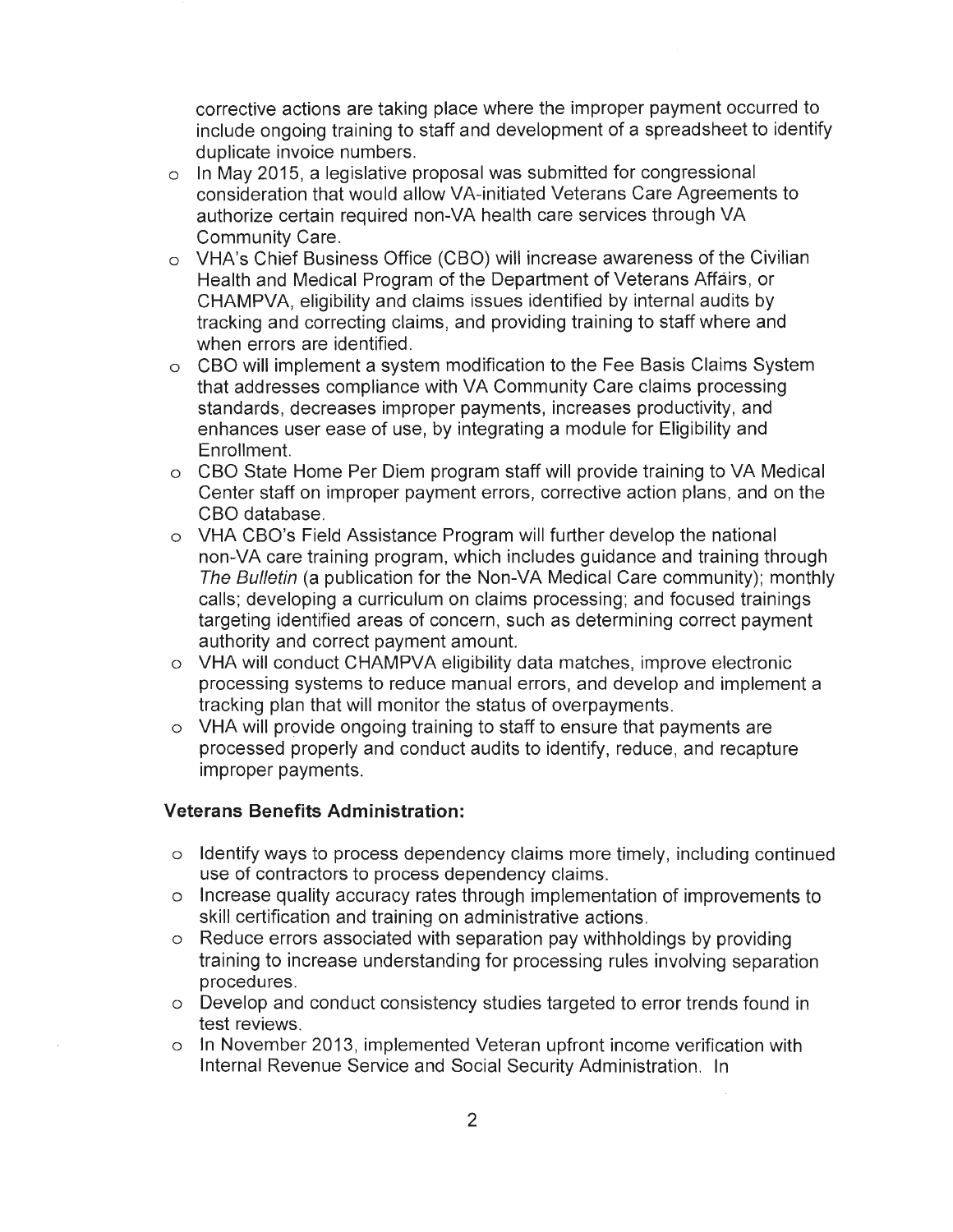corrective actions are taking place where the improper payment occurred to include ongoing training to staff and development of a spreadsheet to identify duplicate invoice numbers.

- In May 2015, a legislative proposal was submitted for congressional consideration that would allow VA-initiated Veterans Care Agreements to authorize certain required non-VA health care services through VA Community Care.
- VHA's Chief Business Office (CBO) will increase awareness of the Civilian Health and Medical Program of the Department of Veterans Affairs, or CHAMPVA, eligibility and claims issues identified by internal audits by tracking and correcting claims, and providing training to staff where and when errors are identified.
- CBO will implement a system modification to the Fee Basis Claims System that addresses compliance with VA Community Care claims processing standards, decreases improper payments, increases productivity, and enhances user ease of use, by integrating a module for Eligibility and Enrollment.
- CBO State Home Per Diem program staff will provide training to VA Medical Center staff on improper payment errors, corrective action plans, and on the CBO database.
- VHA CBO's Field Assistance Program will further develop the national non-VA care training program, which includes guidance and training through *The Bulletin* (a publication for the Non-VA Medical Care community); monthly calls; developing a curriculum on claims processing; and focused trainings targeting identified areas of concern, such as determining correct payment authority and correct payment amount.
- VHA will conduct CHAMPVA eligibility data matches, improve electronic processing systems to reduce manual errors, and develop and implement a tracking plan that will monitor the status of overpayments.
- VHA will provide ongoing training to staff to ensure that payments are processed properly and conduct audits to identify, reduce, and recapture improper payments.

**Veterans Benefits Administration:**

- Identify ways to process dependency claims more timely, including continued use of contractors to process dependency claims.
- Increase quality accuracy rates through implementation of improvements to skill certification and training on administrative actions.
- Reduce errors associated with separation pay withholdings by providing training to increase understanding for processing rules involving separation procedures.
- Develop and conduct consistency studies targeted to error trends found in test reviews.
- In November 2013, implemented Veteran upfront income verification with Internal Revenue Service and Social Security Administration. In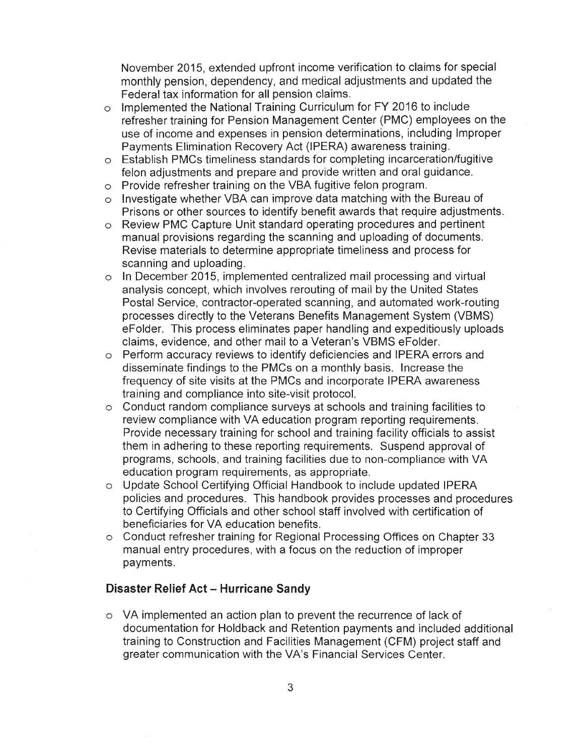November 2015, extended upfront income verification to claims for special monthly pension, dependency, and medical adjustments and updated the Federal tax information for all pension claims.

- Implemented the National Training Curriculum for FY 2016 to include refresher training for Pension Management Center (PMC) employees on the use of income and expenses in pension determinations, including Improper Payments Elimination Recovery Act (IPERA) awareness training.
- Establish PMCs timeliness standards for completing incarceration/fugitive felon adjustments and prepare and provide written and oral guidance.
- Provide refresher training on the VBA fugitive felon program.
- Investigate whether VBA can improve data matching with the Bureau of Prisons or other sources to identify benefit awards that require adjustments.
- Review PMC Capture Unit standard operating procedures and pertinent manual provisions regarding the scanning and uploading of documents. Revise materials to determine appropriate timeliness and process for scanning and uploading.
- In December 2015, implemented centralized mail processing and virtual analysis concept, which involves rerouting of mail by the United States Postal Service, contractor-operated scanning, and automated work-routing processes directly to the Veterans Benefits Management System (VBMS) eFolder. This process eliminates paper handling and expeditiously uploads claims, evidence, and other mail to a Veteran's VBMS eFolder.
- Perform accuracy reviews to identify deficiencies and IPERA errors and disseminate findings to the PMCs on a monthly basis. Increase the frequency of site visits at the PMCs and incorporate IPERA awareness training and compliance into site-visit protocol.
- Conduct random compliance surveys at schools and training facilities to review compliance with VA education program reporting requirements. Provide necessary training for school and training facility officials to assist them in adhering to these reporting requirements. Suspend approval of programs, schools, and training facilities due to non-compliance with VA education program requirements, as appropriate.
- Update School Certifying Official Handbook to include updated IPERA policies and procedures. This handbook provides processes and procedures to Certifying Officials and other school staff involved with certification of beneficiaries for VA education benefits.
- Conduct refresher training for Regional Processing Offices on Chapter 33 manual entry procedures, with a focus on the reduction of improper payments.

### Disaster Relief Act – Hurricane Sandy

- VA implemented an action plan to prevent the recurrence of lack of documentation for Holdback and Retention payments and included additional training to Construction and Facilities Management (CFM) project staff and greater communication with the VA's Financial Services Center.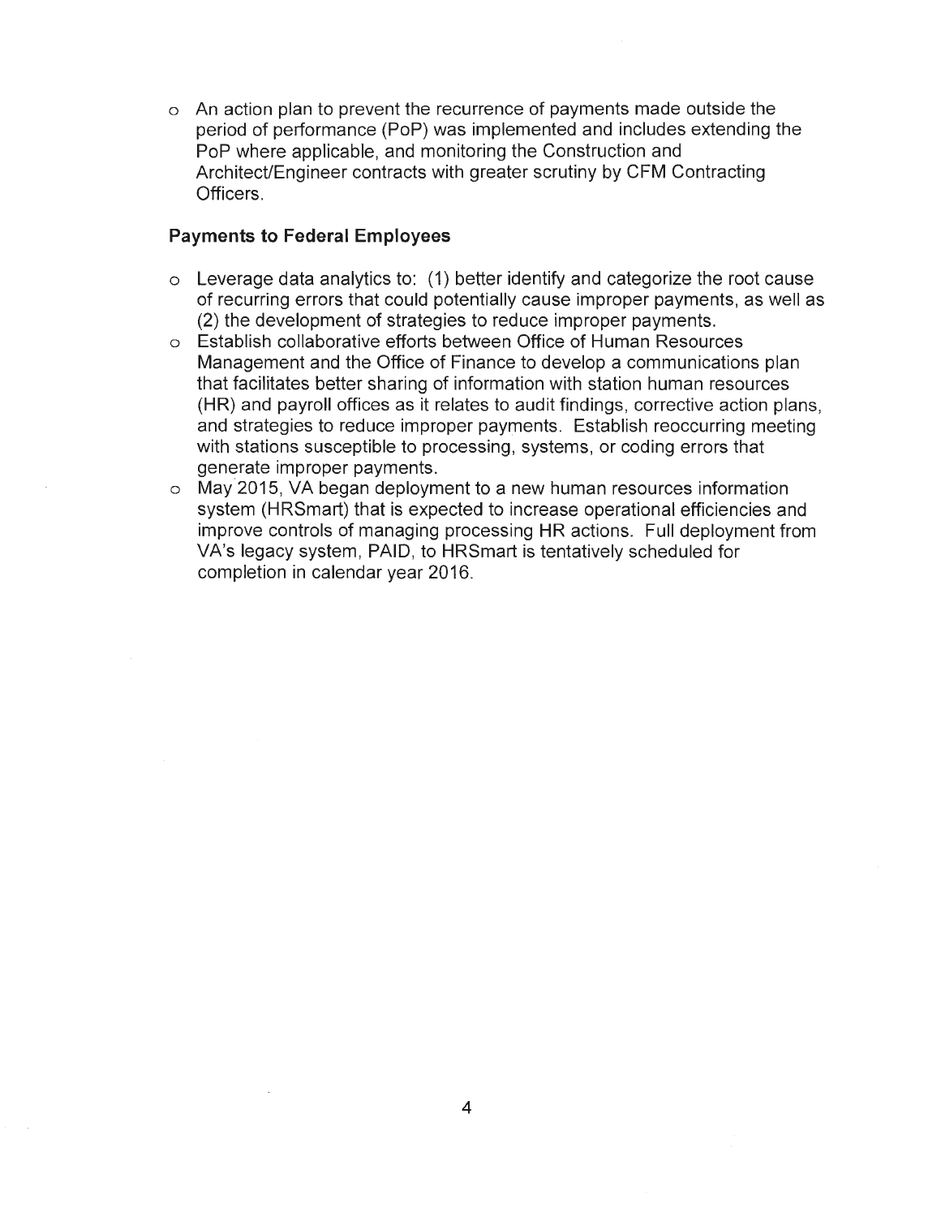- An action plan to prevent the recurrence of payments made outside the period of performance (PoP) was implemented and includes extending the PoP where applicable, and monitoring the Construction and Architect/Engineer contracts with greater scrutiny by CFM Contracting Officers.

**Payments to Federal Employees**

- Leverage data analytics to: (1) better identify and categorize the root cause of recurring errors that could potentially cause improper payments, as well as (2) the development of strategies to reduce improper payments.
- Establish collaborative efforts between Office of Human Resources Management and the Office of Finance to develop a communications plan that facilitates better sharing of information with station human resources (HR) and payroll offices as it relates to audit findings, corrective action plans, and strategies to reduce improper payments. Establish reoccurring meeting with stations susceptible to processing, systems, or coding errors that generate improper payments.
- May 2015, VA began deployment to a new human resources information system (HRSmart) that is expected to increase operational efficiencies and improve controls of managing processing HR actions. Full deployment from VA's legacy system, PAID, to HRSmart is tentatively scheduled for completion in calendar year 2016.